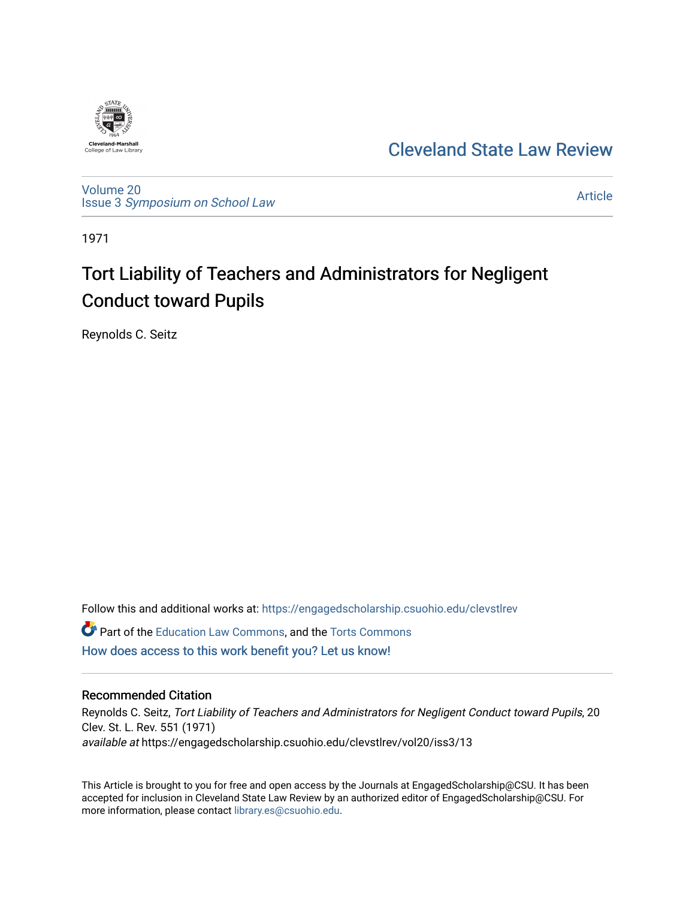Cleveland-Marshall College of Law Library

# Cleveland State Law Review

Volume 20
Issue 3 *Symposium on School Law*

Article

1971

# Tort Liability of Teachers and Administrators for Negligent Conduct toward Pupils

Reynolds C. Seitz

Follow this and additional works at: https://engagedscholarship.csuohio.edu/clevstlrev

Part of the Education Law Commons, and the Torts Commons

How does access to this work benefit you? Let us know!

## Recommended Citation

Reynolds C. Seitz, *Tort Liability of Teachers and Administrators for Negligent Conduct toward Pupils*, 20 Clev. St. L. Rev. 551 (1971)
*available at* https://engagedscholarship.csuohio.edu/clevstlrev/vol20/iss3/13

This Article is brought to you for free and open access by the Journals at EngagedScholarship@CSU. It has been accepted for inclusion in Cleveland State Law Review by an authorized editor of EngagedScholarship@CSU. For more information, please contact library.es@csuohio.edu.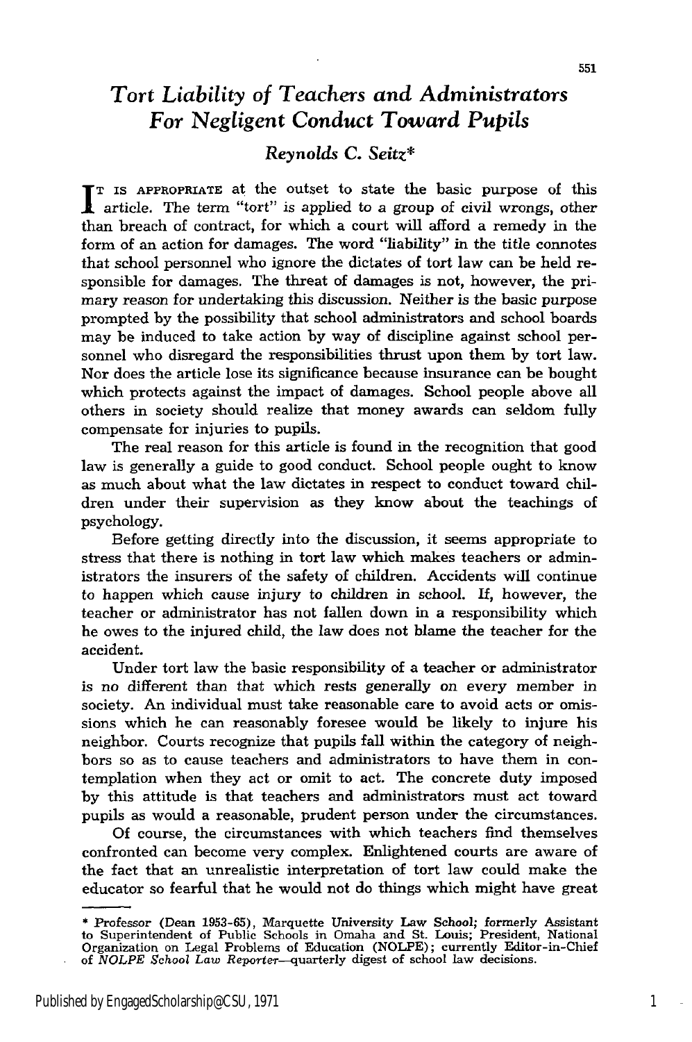# *Tort Liability of Teachers and Administrators For Negligent Conduct Toward Pupils*

### *Reynolds C. Seitz**

It is appropriate at the outset to state the basic purpose of this article. The term "tort" is applied to a group of civil wrongs, other than breach of contract, for which a court will afford a remedy in the form of an action for damages. The word "liability" in the title connotes that school personnel who ignore the dictates of tort law can be held responsible for damages. The threat of damages is not, however, the primary reason for undertaking this discussion. Neither is the basic purpose prompted by the possibility that school administrators and school boards may be induced to take action by way of discipline against school personnel who disregard the responsibilities thrust upon them by tort law. Nor does the article lose its significance because insurance can be bought which protects against the impact of damages. School people above all others in society should realize that money awards can seldom fully compensate for injuries to pupils.

The real reason for this article is found in the recognition that good law is generally a guide to good conduct. School people ought to know as much about what the law dictates in respect to conduct toward children under their supervision as they know about the teachings of psychology.

Before getting directly into the discussion, it seems appropriate to stress that there is nothing in tort law which makes teachers or administrators the insurers of the safety of children. Accidents will continue to happen which cause injury to children in school. If, however, the teacher or administrator has not fallen down in a responsibility which he owes to the injured child, the law does not blame the teacher for the accident.

Under tort law the basic responsibility of a teacher or administrator is no different than that which rests generally on every member in society. An individual must take reasonable care to avoid acts or omissions which he can reasonably foresee would be likely to injure his neighbor. Courts recognize that pupils fall within the category of neighbors so as to cause teachers and administrators to have them in contemplation when they act or omit to act. The concrete duty imposed by this attitude is that teachers and administrators must act toward pupils as would a reasonable, prudent person under the circumstances.

Of course, the circumstances with which teachers find themselves confronted can become very complex. Enlightened courts are aware of the fact that an unrealistic interpretation of tort law could make the educator so fearful that he would not do things which might have great

---

* Professor (Dean 1953-65), Marquette University Law School; formerly Assistant to Superintendent of Public Schools in Omaha and St. Louis; President, National Organization on Legal Problems of Education (NOLPE); currently Editor-in-Chief of *NOLPE School Law Reporter*—quarterly digest of school law decisions.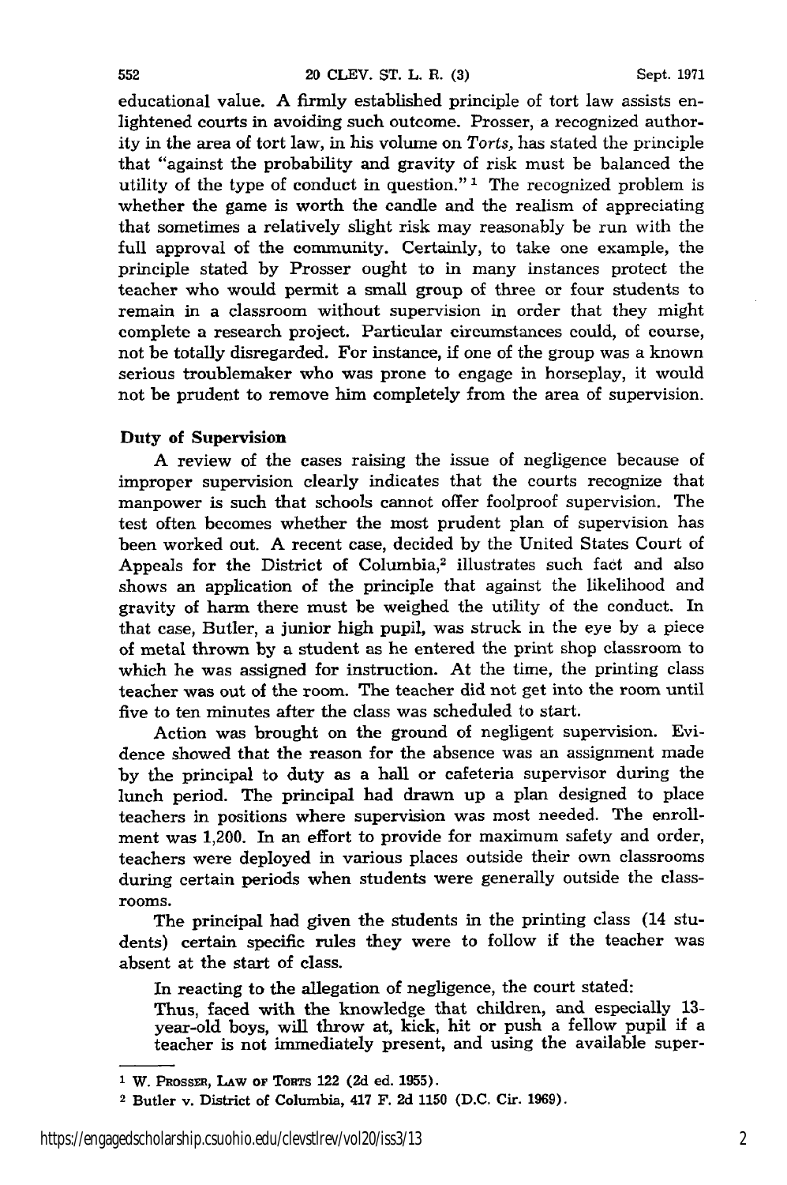educational value. A firmly established principle of tort law assists enlightened courts in avoiding such outcome. Prosser, a recognized authority in the area of tort law, in his volume on *Torts*, has stated the principle that "against the probability and gravity of risk must be balanced the utility of the type of conduct in question." [1] The recognized problem is whether the game is worth the candle and the realism of appreciating that sometimes a relatively slight risk may reasonably be run with the full approval of the community. Certainly, to take one example, the principle stated by Prosser ought to in many instances protect the teacher who would permit a small group of three or four students to remain in a classroom without supervision in order that they might complete a research project. Particular circumstances could, of course, not be totally disregarded. For instance, if one of the group was a known serious troublemaker who was prone to engage in horseplay, it would not be prudent to remove him completely from the area of supervision.

### Duty of Supervision

A review of the cases raising the issue of negligence because of improper supervision clearly indicates that the courts recognize that manpower is such that schools cannot offer foolproof supervision. The test often becomes whether the most prudent plan of supervision has been worked out. A recent case, decided by the United States Court of Appeals for the District of Columbia,[2] illustrates such fact and also shows an application of the principle that against the likelihood and gravity of harm there must be weighed the utility of the conduct. In that case, Butler, a junior high pupil, was struck in the eye by a piece of metal thrown by a student as he entered the print shop classroom to which he was assigned for instruction. At the time, the printing class teacher was out of the room. The teacher did not get into the room until five to ten minutes after the class was scheduled to start.

Action was brought on the ground of negligent supervision. Evidence showed that the reason for the absence was an assignment made by the principal to duty as a hall or cafeteria supervisor during the lunch period. The principal had drawn up a plan designed to place teachers in positions where supervision was most needed. The enrollment was 1,200. In an effort to provide for maximum safety and order, teachers were deployed in various places outside their own classrooms during certain periods when students were generally outside the classrooms.

The principal had given the students in the printing class (14 students) certain specific rules they were to follow if the teacher was absent at the start of class.

In reacting to the allegation of negligence, the court stated:

> Thus, faced with the knowledge that children, and especially 13-year-old boys, will throw at, kick, hit or push a fellow pupil if a teacher is not immediately present, and using the available super-

---

[1] W. PROSSER, LAW OF TORTS 122 (2d ed. 1955).

[2] Butler v. District of Columbia, 417 F. 2d 1150 (D.C. Cir. 1969).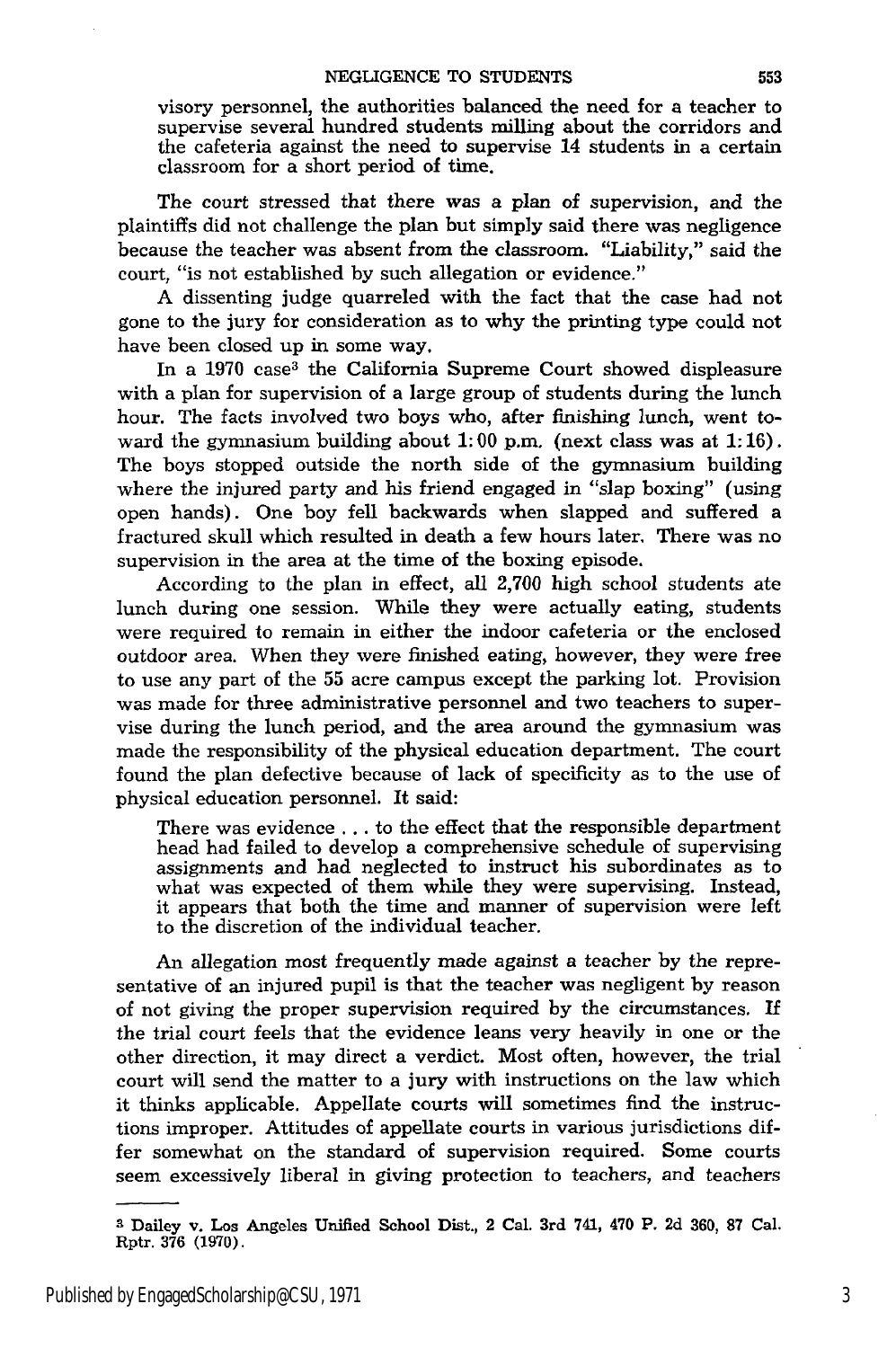visory personnel, the authorities balanced the need for a teacher to supervise several hundred students milling about the corridors and the cafeteria against the need to supervise 14 students in a certain classroom for a short period of time.

The court stressed that there was a plan of supervision, and the plaintiffs did not challenge the plan but simply said there was negligence because the teacher was absent from the classroom. "Liability," said the court, "is not established by such allegation or evidence."

A dissenting judge quarreled with the fact that the case had not gone to the jury for consideration as to why the printing type could not have been closed up in some way.

In a 1970 case[3] the California Supreme Court showed displeasure with a plan for supervision of a large group of students during the lunch hour. The facts involved two boys who, after finishing lunch, went toward the gymnasium building about 1:00 p.m. (next class was at 1:16). The boys stopped outside the north side of the gymnasium building where the injured party and his friend engaged in "slap boxing" (using open hands). One boy fell backwards when slapped and suffered a fractured skull which resulted in death a few hours later. There was no supervision in the area at the time of the boxing episode.

According to the plan in effect, all 2,700 high school students ate lunch during one session. While they were actually eating, students were required to remain in either the indoor cafeteria or the enclosed outdoor area. When they were finished eating, however, they were free to use any part of the 55 acre campus except the parking lot. Provision was made for three administrative personnel and two teachers to supervise during the lunch period, and the area around the gymnasium was made the responsibility of the physical education department. The court found the plan defective because of lack of specificity as to the use of physical education personnel. It said:

> There was evidence . . . to the effect that the responsible department head had failed to develop a comprehensive schedule of supervising assignments and had neglected to instruct his subordinates as to what was expected of them while they were supervising. Instead, it appears that both the time and manner of supervision were left to the discretion of the individual teacher.

An allegation most frequently made against a teacher by the representative of an injured pupil is that the teacher was negligent by reason of not giving the proper supervision required by the circumstances. If the trial court feels that the evidence leans very heavily in one or the other direction, it may direct a verdict. Most often, however, the trial court will send the matter to a jury with instructions on the law which it thinks applicable. Appellate courts will sometimes find the instructions improper. Attitudes of appellate courts in various jurisdictions differ somewhat on the standard of supervision required. Some courts seem excessively liberal in giving protection to teachers, and teachers

---

[3] Dailey v. Los Angeles Unified School Dist., 2 Cal. 3rd 741, 470 P. 2d 360, 87 Cal. Rptr. 376 (1970).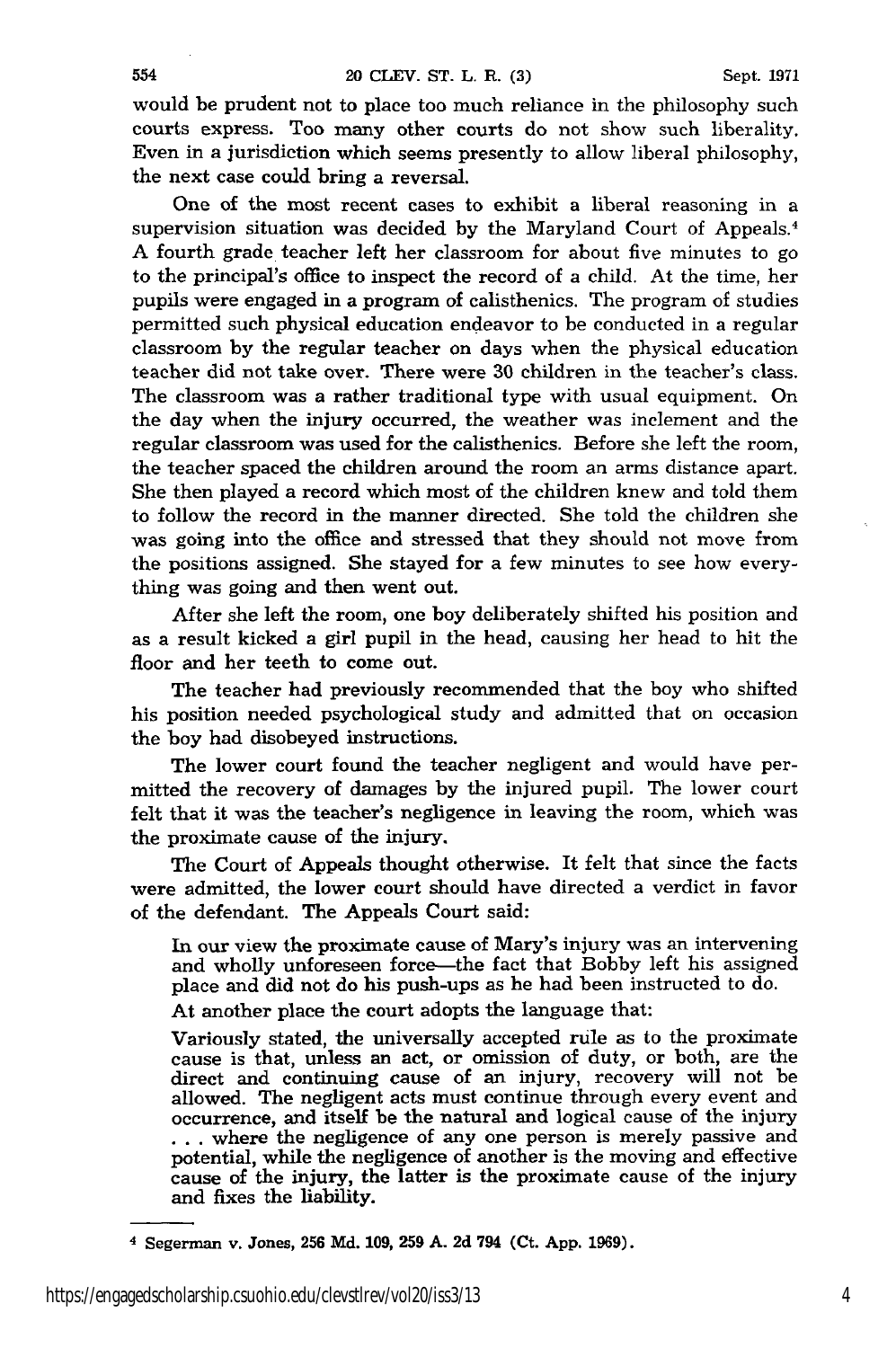would be prudent not to place too much reliance in the philosophy such courts express. Too many other courts do not show such liberality. Even in a jurisdiction which seems presently to allow liberal philosophy, the next case could bring a reversal.

One of the most recent cases to exhibit a liberal reasoning in a supervision situation was decided by the Maryland Court of Appeals.[4] A fourth grade teacher left her classroom for about five minutes to go to the principal's office to inspect the record of a child. At the time, her pupils were engaged in a program of calisthenics. The program of studies permitted such physical education endeavor to be conducted in a regular classroom by the regular teacher on days when the physical education teacher did not take over. There were 30 children in the teacher's class. The classroom was a rather traditional type with usual equipment. On the day when the injury occurred, the weather was inclement and the regular classroom was used for the calisthenics. Before she left the room, the teacher spaced the children around the room an arms distance apart. She then played a record which most of the children knew and told them to follow the record in the manner directed. She told the children she was going into the office and stressed that they should not move from the positions assigned. She stayed for a few minutes to see how everything was going and then went out.

After she left the room, one boy deliberately shifted his position and as a result kicked a girl pupil in the head, causing her head to hit the floor and her teeth to come out.

The teacher had previously recommended that the boy who shifted his position needed psychological study and admitted that on occasion the boy had disobeyed instructions.

The lower court found the teacher negligent and would have permitted the recovery of damages by the injured pupil. The lower court felt that it was the teacher's negligence in leaving the room, which was the proximate cause of the injury.

The Court of Appeals thought otherwise. It felt that since the facts were admitted, the lower court should have directed a verdict in favor of the defendant. The Appeals Court said:

> In our view the proximate cause of Mary's injury was an intervening and wholly unforeseen force—the fact that Bobby left his assigned place and did not do his push-ups as he had been instructed to do.

At another place the court adopts the language that:

> Variously stated, the universally accepted rule as to the proximate cause is that, unless an act, or omission of duty, or both, are the direct and continuing cause of an injury, recovery will not be allowed. The negligent acts must continue through every event and occurrence, and itself be the natural and logical cause of the injury . . . where the negligence of any one person is merely passive and potential, while the negligence of another is the moving and effective cause of the injury, the latter is the proximate cause of the injury and fixes the liability.

---

[4] Segerman v. Jones, 256 Md. 109, 259 A. 2d 794 (Ct. App. 1969).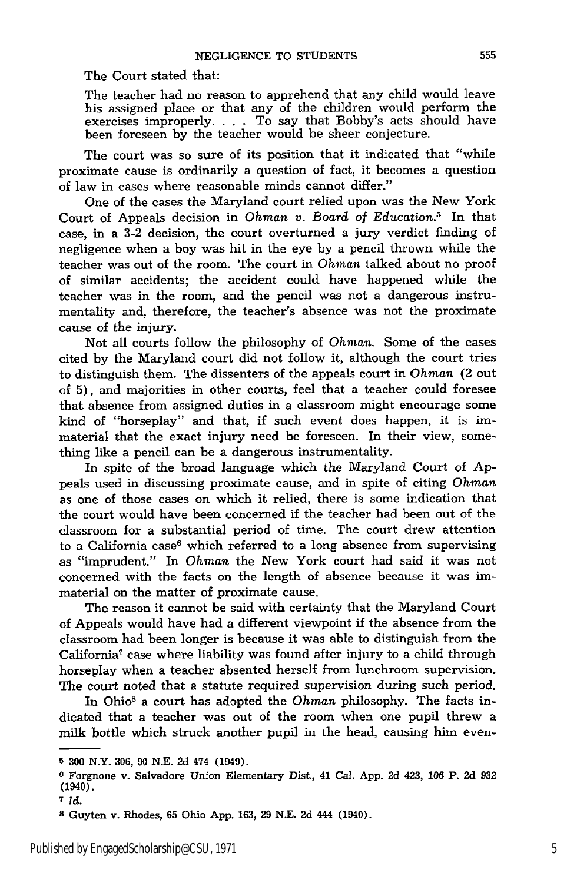The Court stated that:

> The teacher had no reason to apprehend that any child would leave his assigned place or that any of the children would perform the exercises improperly. . . . To say that Bobby's acts should have been foreseen by the teacher would be sheer conjecture.

The court was so sure of its position that it indicated that "while proximate cause is ordinarily a question of fact, it becomes a question of law in cases where reasonable minds cannot differ."

One of the cases the Maryland court relied upon was the New York Court of Appeals decision in *Ohman v. Board of Education*.[5] In that case, in a 3-2 decision, the court overturned a jury verdict finding of negligence when a boy was hit in the eye by a pencil thrown while the teacher was out of the room. The court in *Ohman* talked about no proof of similar accidents; the accident could have happened while the teacher was in the room, and the pencil was not a dangerous instrumentality and, therefore, the teacher's absence was not the proximate cause of the injury.

Not all courts follow the philosophy of *Ohman*. Some of the cases cited by the Maryland court did not follow it, although the court tries to distinguish them. The dissenters of the appeals court in *Ohman* (2 out of 5), and majorities in other courts, feel that a teacher could foresee that absence from assigned duties in a classroom might encourage some kind of "horseplay" and that, if such event does happen, it is immaterial that the exact injury need be foreseen. In their view, something like a pencil can be a dangerous instrumentality.

In spite of the broad language which the Maryland Court of Appeals used in discussing proximate cause, and in spite of citing *Ohman* as one of those cases on which it relied, there is some indication that the court would have been concerned if the teacher had been out of the classroom for a substantial period of time. The court drew attention to a California case[6] which referred to a long absence from supervising as "imprudent." In *Ohman* the New York court had said it was not concerned with the facts on the length of absence because it was immaterial on the matter of proximate cause.

The reason it cannot be said with certainty that the Maryland Court of Appeals would have had a different viewpoint if the absence from the classroom had been longer is because it was able to distinguish from the California[7] case where liability was found after injury to a child through horseplay when a teacher absented herself from lunchroom supervision. The court noted that a statute required supervision during such period.

In Ohio[8] a court has adopted the *Ohman* philosophy. The facts indicated that a teacher was out of the room when one pupil threw a milk bottle which struck another pupil in the head, causing him even-

---

[5] 300 N.Y. 306, 90 N.E. 2d 474 (1949).

[6] Forgnone v. Salvadore Union Elementary Dist., 41 Cal. App. 2d 423, 106 P. 2d 932 (1940).

[7] *Id.*

[8] Guyten v. Rhodes, 65 Ohio App. 163, 29 N.E. 2d 444 (1940).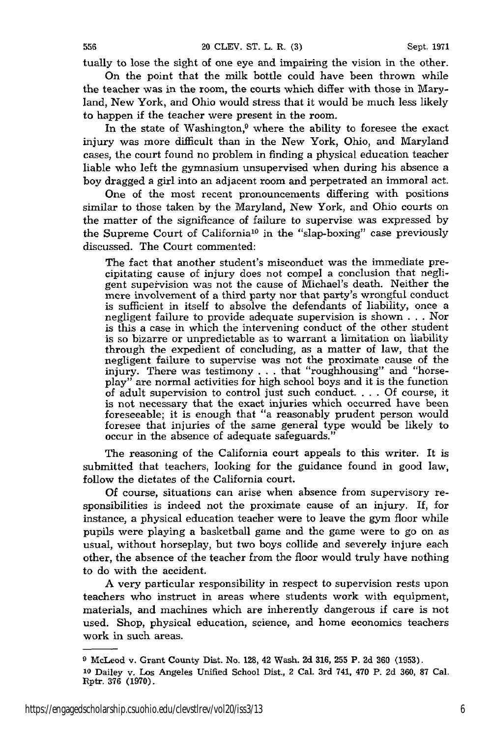tually to lose the sight of one eye and impairing the vision in the other.

On the point that the milk bottle could have been thrown while the teacher was in the room, the courts which differ with those in Maryland, New York, and Ohio would stress that it would be much less likely to happen if the teacher were present in the room.

In the state of Washington,[9] where the ability to foresee the exact injury was more difficult than in the New York, Ohio, and Maryland cases, the court found no problem in finding a physical education teacher liable who left the gymnasium unsupervised when during his absence a boy dragged a girl into an adjacent room and perpetrated an immoral act.

One of the most recent pronouncements differing with positions similar to those taken by the Maryland, New York, and Ohio courts on the matter of the significance of failure to supervise was expressed by the Supreme Court of California[10] in the "slap-boxing" case previously discussed. The Court commented:

> The fact that another student's misconduct was the immediate precipitating cause of injury does not compel a conclusion that negligent supervision was not the cause of Michael's death. Neither the mere involvement of a third party nor that party's wrongful conduct is sufficient in itself to absolve the defendants of liability, once a negligent failure to provide adequate supervision is shown . . . Nor is this a case in which the intervening conduct of the other student is so bizarre or unpredictable as to warrant a limitation on liability through the expedient of concluding, as a matter of law, that the negligent failure to supervise was not the proximate cause of the injury. There was testimony . . . that "roughhousing" and "horseplay" are normal activities for high school boys and it is the function of adult supervision to control just such conduct. . . . Of course, it is not necessary that the exact injuries which occurred have been foreseeable; it is enough that "a reasonably prudent person would foresee that injuries of the same general type would be likely to occur in the absence of adequate safeguards."

The reasoning of the California court appeals to this writer. It is submitted that teachers, looking for the guidance found in good law, follow the dictates of the California court.

Of course, situations can arise when absence from supervisory responsibilities is indeed not the proximate cause of an injury. If, for instance, a physical education teacher were to leave the gym floor while pupils were playing a basketball game and the game were to go on as usual, without horseplay, but two boys collide and severely injure each other, the absence of the teacher from the floor would truly have nothing to do with the accident.

A very particular responsibility in respect to supervision rests upon teachers who instruct in areas where students work with equipment, materials, and machines which are inherently dangerous if care is not used. Shop, physical education, science, and home economics teachers work in such areas.

---

[9] McLeod v. Grant County Dist. No. 128, 42 Wash. 2d 316, 255 P. 2d 360 (1953).

[10] Dailey v. Los Angeles Unified School Dist., 2 Cal. 3rd 741, 470 P. 2d 360, 87 Cal. Rptr. 376 (1970).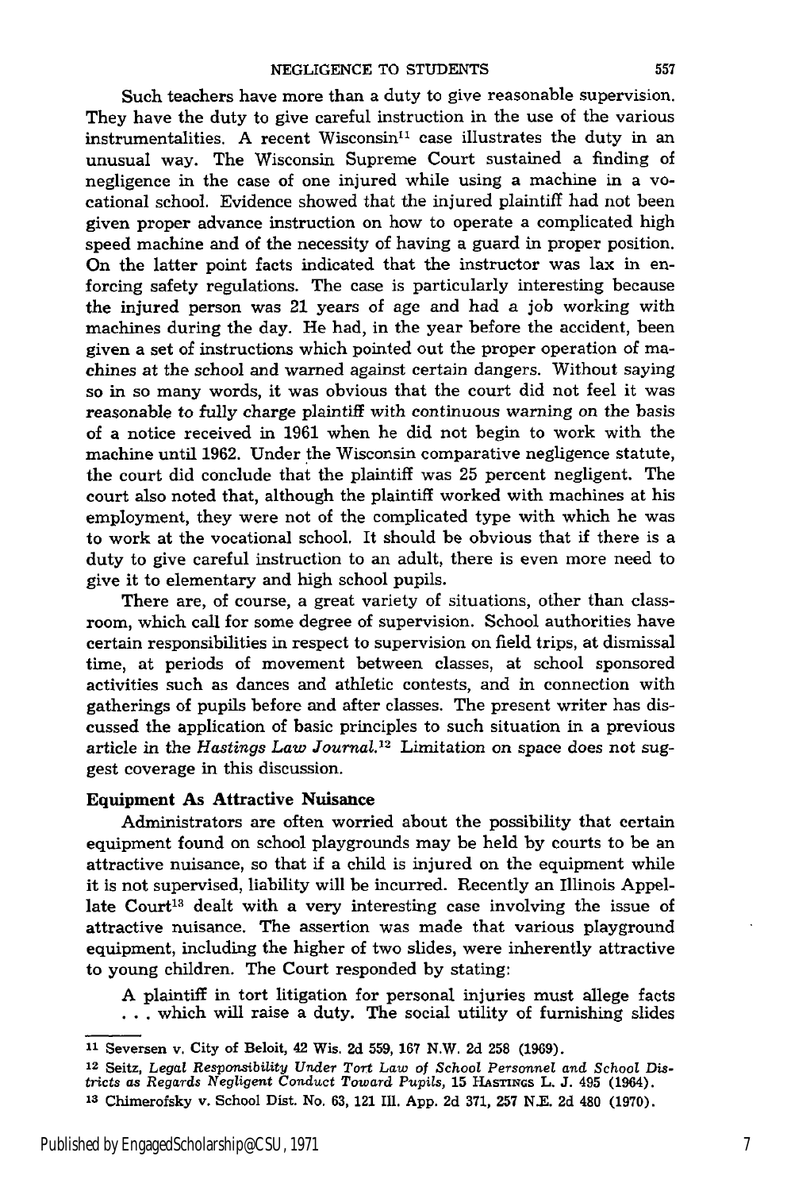Such teachers have more than a duty to give reasonable supervision. They have the duty to give careful instruction in the use of the various instrumentalities. A recent Wisconsin[11] case illustrates the duty in an unusual way. The Wisconsin Supreme Court sustained a finding of negligence in the case of one injured while using a machine in a vocational school. Evidence showed that the injured plaintiff had not been given proper advance instruction on how to operate a complicated high speed machine and of the necessity of having a guard in proper position. On the latter point facts indicated that the instructor was lax in enforcing safety regulations. The case is particularly interesting because the injured person was 21 years of age and had a job working with machines during the day. He had, in the year before the accident, been given a set of instructions which pointed out the proper operation of machines at the school and warned against certain dangers. Without saying so in so many words, it was obvious that the court did not feel it was reasonable to fully charge plaintiff with continuous warning on the basis of a notice received in 1961 when he did not begin to work with the machine until 1962. Under the Wisconsin comparative negligence statute, the court did conclude that the plaintiff was 25 percent negligent. The court also noted that, although the plaintiff worked with machines at his employment, they were not of the complicated type with which he was to work at the vocational school. It should be obvious that if there is a duty to give careful instruction to an adult, there is even more need to give it to elementary and high school pupils.

There are, of course, a great variety of situations, other than classroom, which call for some degree of supervision. School authorities have certain responsibilities in respect to supervision on field trips, at dismissal time, at periods of movement between classes, at school sponsored activities such as dances and athletic contests, and in connection with gatherings of pupils before and after classes. The present writer has discussed the application of basic principles to such situation in a previous article in the *Hastings Law Journal*.[12] Limitation on space does not suggest coverage in this discussion.

### Equipment As Attractive Nuisance

Administrators are often worried about the possibility that certain equipment found on school playgrounds may be held by courts to be an attractive nuisance, so that if a child is injured on the equipment while it is not supervised, liability will be incurred. Recently an Illinois Appellate Court[13] dealt with a very interesting case involving the issue of attractive nuisance. The assertion was made that various playground equipment, including the higher of two slides, were inherently attractive to young children. The Court responded by stating:

> A plaintiff in tort litigation for personal injuries must allege facts . . . which will raise a duty. The social utility of furnishing slides

---

[11] Seversen v. City of Beloit, 42 Wis. 2d 559, 167 N.W. 2d 258 (1969).

[12] Seitz, *Legal Responsibility Under Tort Law of School Personnel and School Districts as Regards Negligent Conduct Toward Pupils*, 15 HASTINGS L. J. 495 (1964).

[13] Chimerofsky v. School Dist. No. 63, 121 Ill. App. 2d 371, 257 N.E. 2d 480 (1970).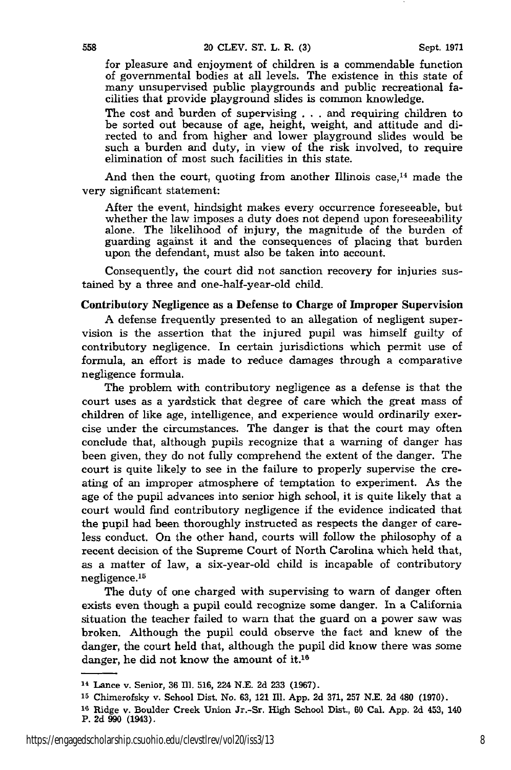for pleasure and enjoyment of children is a commendable function of governmental bodies at all levels. The existence in this state of many unsupervised public playgrounds and public recreational facilities that provide playground slides is common knowledge.

> The cost and burden of supervising . . . and requiring children to be sorted out because of age, height, weight, and attitude and directed to and from higher and lower playground slides would be such a burden and duty, in view of the risk involved, to require elimination of most such facilities in this state.

And then the court, quoting from another Illinois case,[14] made the very significant statement:

> After the event, hindsight makes every occurrence foreseeable, but whether the law imposes a duty does not depend upon foreseeability alone. The likelihood of injury, the magnitude of the burden of guarding against it and the consequences of placing that burden upon the defendant, must also be taken into account.

Consequently, the court did not sanction recovery for injuries sustained by a three and one-half-year-old child.

**Contributory Negligence as a Defense to Charge of Improper Supervision**

A defense frequently presented to an allegation of negligent supervision is the assertion that the injured pupil was himself guilty of contributory negligence. In certain jurisdictions which permit use of formula, an effort is made to reduce damages through a comparative negligence formula.

The problem with contributory negligence as a defense is that the court uses as a yardstick that degree of care which the great mass of children of like age, intelligence, and experience would ordinarily exercise under the circumstances. The danger is that the court may often conclude that, although pupils recognize that a warning of danger has been given, they do not fully comprehend the extent of the danger. The court is quite likely to see in the failure to properly supervise the creating of an improper atmosphere of temptation to experiment. As the age of the pupil advances into senior high school, it is quite likely that a court would find contributory negligence if the evidence indicated that the pupil had been thoroughly instructed as respects the danger of careless conduct. On the other hand, courts will follow the philosophy of a recent decision of the Supreme Court of North Carolina which held that, as a matter of law, a six-year-old child is incapable of contributory negligence.[15]

The duty of one charged with supervising to warn of danger often exists even though a pupil could recognize some danger. In a California situation the teacher failed to warn that the guard on a power saw was broken. Although the pupil could observe the fact and knew of the danger, the court held that, although the pupil did know there was some danger, he did not know the amount of it.[16]

---

[14] Lance v. Senior, 36 Ill. 516, 224 N.E. 2d 233 (1967).

[15] Chimerofsky v. School Dist. No. 63, 121 Ill. App. 2d 371, 257 N.E. 2d 480 (1970).

[16] Ridge v. Boulder Creek Union Jr.-Sr. High School Dist., 60 Cal. App. 2d 453, 140 P. 2d 990 (1943).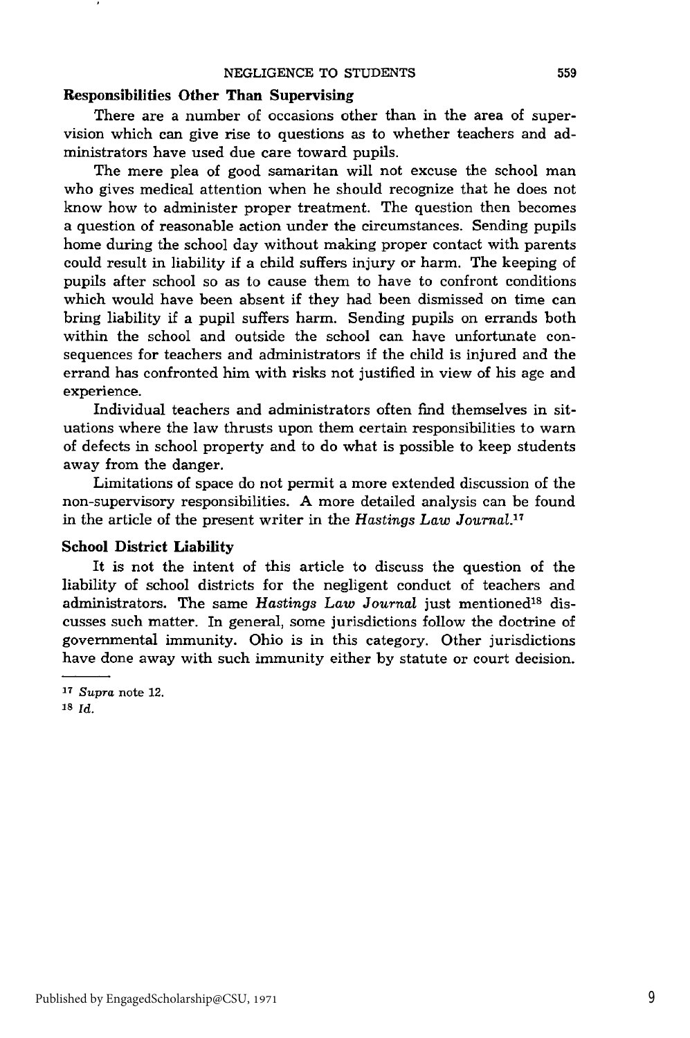## Responsibilities Other Than Supervising

There are a number of occasions other than in the area of supervision which can give rise to questions as to whether teachers and administrators have used due care toward pupils.

The mere plea of good samaritan will not excuse the school man who gives medical attention when he should recognize that he does not know how to administer proper treatment. The question then becomes a question of reasonable action under the circumstances. Sending pupils home during the school day without making proper contact with parents could result in liability if a child suffers injury or harm. The keeping of pupils after school so as to cause them to have to confront conditions which would have been absent if they had been dismissed on time can bring liability if a pupil suffers harm. Sending pupils on errands both within the school and outside the school can have unfortunate consequences for teachers and administrators if the child is injured and the errand has confronted him with risks not justified in view of his age and experience.

Individual teachers and administrators often find themselves in situations where the law thrusts upon them certain responsibilities to warn of defects in school property and to do what is possible to keep students away from the danger.

Limitations of space do not permit a more extended discussion of the non-supervisory responsibilities. A more detailed analysis can be found in the article of the present writer in the *Hastings Law Journal*.[17]

## School District Liability

It is not the intent of this article to discuss the question of the liability of school districts for the negligent conduct of teachers and administrators. The same *Hastings Law Journal* just mentioned[18] discusses such matter. In general, some jurisdictions follow the doctrine of governmental immunity. Ohio is in this category. Other jurisdictions have done away with such immunity either by statute or court decision.

---

[17] *Supra* note 12.

[18] *Id.*